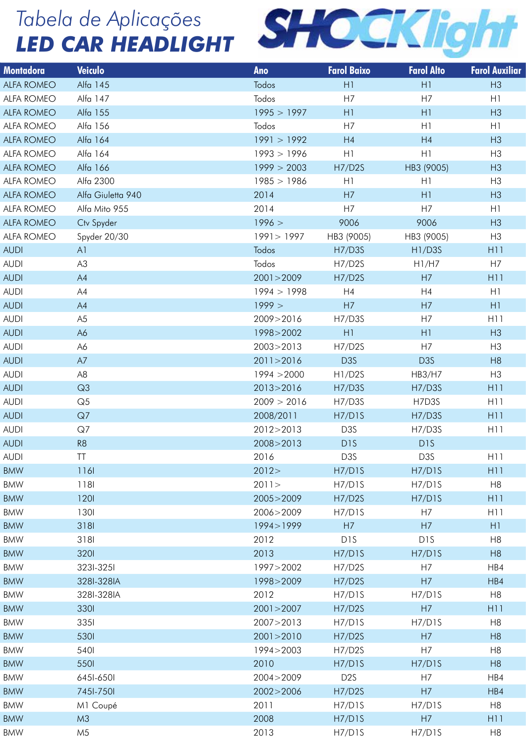# Tabela de Aplicações
## LED CAR HEADLIGHT

SHOCKlight

| Montadora | Veiculo | Ano | Farol Baixo | Farol Alto | Farol Auxiliar |
|---|---|---|---|---|---|
| ALFA ROMEO | Alfa 145 | Todos | H1 | H1 | H3 |
| ALFA ROMEO | Alfa 147 | Todos | H7 | H7 | H1 |
| ALFA ROMEO | Alfa 155 | 1995 > 1997 | H1 | H1 | H3 |
| ALFA ROMEO | Alfa 156 | Todos | H7 | H1 | H1 |
| ALFA ROMEO | Alfa 164 | 1991 > 1992 | H4 | H4 | H3 |
| ALFA ROMEO | Alfa 164 | 1993 > 1996 | H1 | H1 | H3 |
| ALFA ROMEO | Alfa 166 | 1999 > 2003 | H7/D2S | HB3 (9005) | H3 |
| ALFA ROMEO | Alfa 2300 | 1985 > 1986 | H1 | H1 | H3 |
| ALFA ROMEO | Alfa Giuletta 940 | 2014 | H7 | H1 | H3 |
| ALFA ROMEO | Alfa Mito 955 | 2014 | H7 | H7 | H1 |
| ALFA ROMEO | Ctv Spyder | 1996 > | 9006 | 9006 | H3 |
| ALFA ROMEO | Spyder 20/30 | 1991> 1997 | HB3 (9005) | HB3 (9005) | H3 |
| AUDI | A1 | Todos | H7/D3S | H1/D3S | H11 |
| AUDI | A3 | Todos | H7/D2S | H1/H7 | H7 |
| AUDI | A4 | 2001>2009 | H7/D2S | H7 | H11 |
| AUDI | A4 | 1994 > 1998 | H4 | H4 | H1 |
| AUDI | A4 | 1999 > | H7 | H7 | H1 |
| AUDI | A5 | 2009>2016 | H7/D3S | H7 | H11 |
| AUDI | A6 | 1998>2002 | H1 | H1 | H3 |
| AUDI | A6 | 2003>2013 | H7/D2S | H7 | H3 |
| AUDI | A7 | 2011>2016 | D3S | D3S | H8 |
| AUDI | A8 | 1994 >2000 | H1/D2S | HB3/H7 | H3 |
| AUDI | Q3 | 2013>2016 | H7/D3S | H7/D3S | H11 |
| AUDI | Q5 | 2009 > 2016 | H7/D3S | H7D3S | H11 |
| AUDI | Q7 | 2008/2011 | H7/D1S | H7/D3S | H11 |
| AUDI | Q7 | 2012>2013 | D3S | H7/D3S | H11 |
| AUDI | R8 | 2008>2013 | D1S | D1S | |
| AUDI | TT | 2016 | D3S | D3S | H11 |
| BMW | 116I | 2012> | H7/D1S | H7/D1S | H11 |
| BMW | 118I | 2011> | H7/D1S | H7/D1S | H8 |
| BMW | 120I | 2005>2009 | H7/D2S | H7/D1S | H11 |
| BMW | 130I | 2006>2009 | H7/D1S | H7 | H11 |
| BMW | 318I | 1994>1999 | H7 | H7 | H1 |
| BMW | 318I | 2012 | D1S | D1S | H8 |
| BMW | 320I | 2013 | H7/D1S | H7/D1S | H8 |
| BMW | 323I-325I | 1997>2002 | H7/D2S | H7 | HB4 |
| BMW | 328I-328IA | 1998>2009 | H7/D2S | H7 | HB4 |
| BMW | 328I-328IA | 2012 | H7/D1S | H7/D1S | H8 |
| BMW | 330I | 2001>2007 | H7/D2S | H7 | H11 |
| BMW | 335I | 2007>2013 | H7/D1S | H7/D1S | H8 |
| BMW | 530I | 2001>2010 | H7/D2S | H7 | H8 |
| BMW | 540I | 1994>2003 | H7/D2S | H7 | H8 |
| BMW | 550I | 2010 | H7/D1S | H7/D1S | H8 |
| BMW | 645I-650I | 2004>2009 | D2S | H7 | HB4 |
| BMW | 745I-750I | 2002>2006 | H7/D2S | H7 | HB4 |
| BMW | M1 Coupé | 2011 | H7/D1S | H7/D1S | H8 |
| BMW | M3 | 2008 | H7/D1S | H7 | H11 |
| BMW | M5 | 2013 | H7/D1S | H7/D1S | H8 |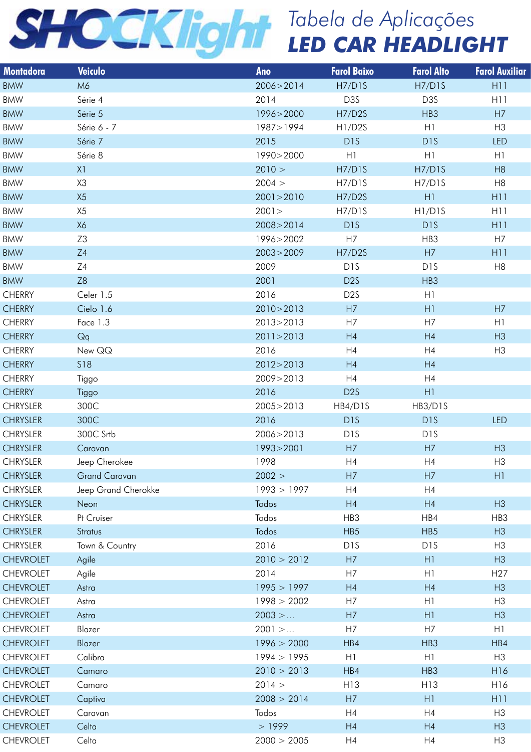# SHOCKlight

## Tabela de Aplicações
## LED CAR HEADLIGHT

| Montadora | Veiculo | Ano | Farol Baixo | Farol Alto | Farol Auxiliar |
|---|---|---|---|---|---|
| BMW | M6 | 2006>2014 | H7/D1S | H7/D1S | H11 |
| BMW | Série 4 | 2014 | D3S | D3S | H11 |
| BMW | Série 5 | 1996>2000 | H7/D2S | HB3 | H7 |
| BMW | Série 6 - 7 | 1987>1994 | H1/D2S | H1 | H3 |
| BMW | Série 7 | 2015 | D1S | D1S | LED |
| BMW | Série 8 | 1990>2000 | H1 | H1 | H1 |
| BMW | X1 | 2010 > | H7/D1S | H7/D1S | H8 |
| BMW | X3 | 2004 > | H7/D1S | H7/D1S | H8 |
| BMW | X5 | 2001>2010 | H7/D2S | H1 | H11 |
| BMW | X5 | 2001> | H7/D1S | H1/D1S | H11 |
| BMW | X6 | 2008>2014 | D1S | D1S | H11 |
| BMW | Z3 | 1996>2002 | H7 | HB3 | H7 |
| BMW | Z4 | 2003>2009 | H7/D2S | H7 | H11 |
| BMW | Z4 | 2009 | D1S | D1S | H8 |
| BMW | Z8 | 2001 | D2S | HB3 | |
| CHERRY | Celer 1.5 | 2016 | D2S | H1 | |
| CHERRY | Cielo 1.6 | 2010>2013 | H7 | H1 | H7 |
| CHERRY | Face 1.3 | 2013>2013 | H7 | H7 | H1 |
| CHERRY | Qq | 2011>2013 | H4 | H4 | H3 |
| CHERRY | New QQ | 2016 | H4 | H4 | H3 |
| CHERRY | S18 | 2012>2013 | H4 | H4 | |
| CHERRY | Tiggo | 2009>2013 | H4 | H4 | |
| CHERRY | Tiggo | 2016 | D2S | H1 | |
| CHRYSLER | 300C | 2005>2013 | HB4/D1S | HB3/D1S | |
| CHRYSLER | 300C | 2016 | D1S | D1S | LED |
| CHRYSLER | 300C Srtb | 2006>2013 | D1S | D1S | |
| CHRYSLER | Caravan | 1993>2001 | H7 | H7 | H3 |
| CHRYSLER | Jeep Cherokee | 1998 | H4 | H4 | H3 |
| CHRYSLER | Grand Caravan | 2002 > | H7 | H7 | H1 |
| CHRYSLER | Jeep Grand Cherokke | 1993 > 1997 | H4 | H4 | |
| CHRYSLER | Neon | Todos | H4 | H4 | H3 |
| CHRYSLER | Pt Cruiser | Todos | HB3 | HB4 | HB3 |
| CHRYSLER | Stratus | Todos | HB5 | HB5 | H3 |
| CHRYSLER | Town & Country | 2016 | D1S | D1S | H3 |
| CHEVROLET | Agile | 2010 > 2012 | H7 | H1 | H3 |
| CHEVROLET | Agile | 2014 | H7 | H1 | H27 |
| CHEVROLET | Astra | 1995 > 1997 | H4 | H4 | H3 |
| CHEVROLET | Astra | 1998 > 2002 | H7 | H1 | H3 |
| CHEVROLET | Astra | 2003 >... | H7 | H1 | H3 |
| CHEVROLET | Blazer | 2001 >... | H7 | H7 | H1 |
| CHEVROLET | Blazer | 1996 > 2000 | HB4 | HB3 | HB4 |
| CHEVROLET | Calibra | 1994 > 1995 | H1 | H1 | H3 |
| CHEVROLET | Camaro | 2010 > 2013 | HB4 | HB3 | H16 |
| CHEVROLET | Camaro | 2014 > | H13 | H13 | H16 |
| CHEVROLET | Captiva | 2008 > 2014 | H7 | H1 | H11 |
| CHEVROLET | Caravan | Todos | H4 | H4 | H3 |
| CHEVROLET | Celta | > 1999 | H4 | H4 | H3 |
| CHEVROLET | Celta | 2000 > 2005 | H4 | H4 | H3 |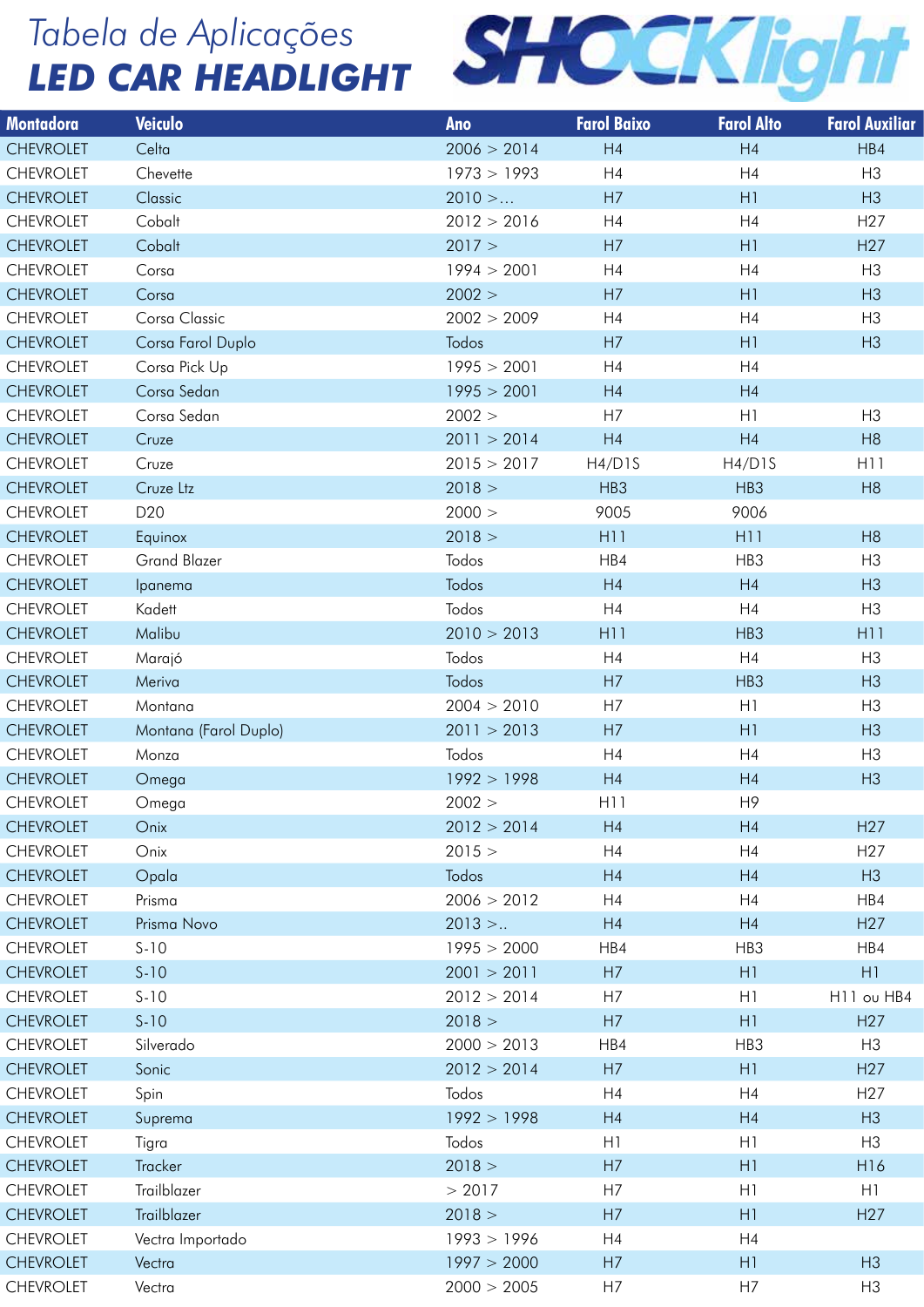# *Tabela de Aplicações*
# **LED CAR HEADLIGHT**

SHOCKlight

| Montadora | Veiculo | Ano | Farol Baixo | Farol Alto | Farol Auxiliar |
|---|---|---|---|---|---|
| CHEVROLET | Celta | 2006 > 2014 | H4 | H4 | HB4 |
| CHEVROLET | Chevette | 1973 > 1993 | H4 | H4 | H3 |
| CHEVROLET | Classic | 2010 >... | H7 | H1 | H3 |
| CHEVROLET | Cobalt | 2012 > 2016 | H4 | H4 | H27 |
| CHEVROLET | Cobalt | 2017 > | H7 | H1 | H27 |
| CHEVROLET | Corsa | 1994 > 2001 | H4 | H4 | H3 |
| CHEVROLET | Corsa | 2002 > | H7 | H1 | H3 |
| CHEVROLET | Corsa Classic | 2002 > 2009 | H4 | H4 | H3 |
| CHEVROLET | Corsa Farol Duplo | Todos | H7 | H1 | H3 |
| CHEVROLET | Corsa Pick Up | 1995 > 2001 | H4 | H4 | |
| CHEVROLET | Corsa Sedan | 1995 > 2001 | H4 | H4 | |
| CHEVROLET | Corsa Sedan | 2002 > | H7 | H1 | H3 |
| CHEVROLET | Cruze | 2011 > 2014 | H4 | H4 | H8 |
| CHEVROLET | Cruze | 2015 > 2017 | H4/D1S | H4/D1S | H11 |
| CHEVROLET | Cruze Ltz | 2018 > | HB3 | HB3 | H8 |
| CHEVROLET | D20 | 2000 > | 9005 | 9006 | |
| CHEVROLET | Equinox | 2018 > | H11 | H11 | H8 |
| CHEVROLET | Grand Blazer | Todos | HB4 | HB3 | H3 |
| CHEVROLET | Ipanema | Todos | H4 | H4 | H3 |
| CHEVROLET | Kadett | Todos | H4 | H4 | H3 |
| CHEVROLET | Malibu | 2010 > 2013 | H11 | HB3 | H11 |
| CHEVROLET | Marajó | Todos | H4 | H4 | H3 |
| CHEVROLET | Meriva | Todos | H7 | HB3 | H3 |
| CHEVROLET | Montana | 2004 > 2010 | H7 | H1 | H3 |
| CHEVROLET | Montana (Farol Duplo) | 2011 > 2013 | H7 | H1 | H3 |
| CHEVROLET | Monza | Todos | H4 | H4 | H3 |
| CHEVROLET | Omega | 1992 > 1998 | H4 | H4 | H3 |
| CHEVROLET | Omega | 2002 > | H11 | H9 | |
| CHEVROLET | Onix | 2012 > 2014 | H4 | H4 | H27 |
| CHEVROLET | Onix | 2015 > | H4 | H4 | H27 |
| CHEVROLET | Opala | Todos | H4 | H4 | H3 |
| CHEVROLET | Prisma | 2006 > 2012 | H4 | H4 | HB4 |
| CHEVROLET | Prisma Novo | 2013 >.. | H4 | H4 | H27 |
| CHEVROLET | S-10 | 1995 > 2000 | HB4 | HB3 | HB4 |
| CHEVROLET | S-10 | 2001 > 2011 | H7 | H1 | H1 |
| CHEVROLET | S-10 | 2012 > 2014 | H7 | H1 | H11 ou HB4 |
| CHEVROLET | S-10 | 2018 > | H7 | H1 | H27 |
| CHEVROLET | Silverado | 2000 > 2013 | HB4 | HB3 | H3 |
| CHEVROLET | Sonic | 2012 > 2014 | H7 | H1 | H27 |
| CHEVROLET | Spin | Todos | H4 | H4 | H27 |
| CHEVROLET | Suprema | 1992 > 1998 | H4 | H4 | H3 |
| CHEVROLET | Tigra | Todos | H1 | H1 | H3 |
| CHEVROLET | Tracker | 2018 > | H7 | H1 | H16 |
| CHEVROLET | Trailblazer | > 2017 | H7 | H1 | H1 |
| CHEVROLET | Trailblazer | 2018 > | H7 | H1 | H27 |
| CHEVROLET | Vectra Importado | 1993 > 1996 | H4 | H4 | |
| CHEVROLET | Vectra | 1997 > 2000 | H7 | H1 | H3 |
| CHEVROLET | Vectra | 2000 > 2005 | H7 | H7 | H3 |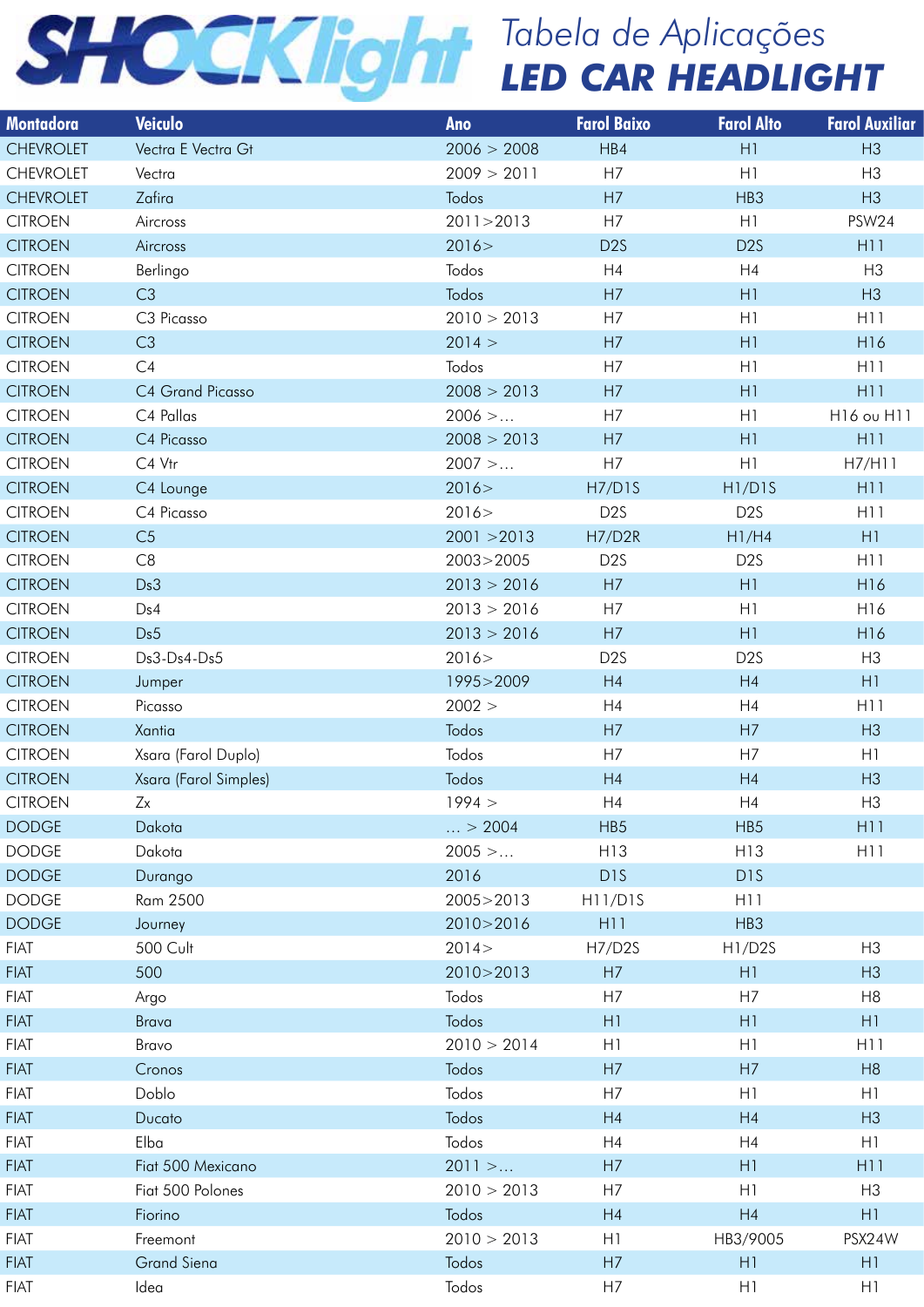# SHOCKlight

## Tabela de Aplicações
## LED CAR HEADLIGHT

| Montadora | Veiculo | Ano | Farol Baixo | Farol Alto | Farol Auxiliar |
|---|---|---|---|---|---|
| CHEVROLET | Vectra E Vectra Gt | 2006 > 2008 | HB4 | H1 | H3 |
| CHEVROLET | Vectra | 2009 > 2011 | H7 | H1 | H3 |
| CHEVROLET | Zafira | Todos | H7 | HB3 | H3 |
| CITROEN | Aircross | 2011>2013 | H7 | H1 | PSW24 |
| CITROEN | Aircross | 2016> | D2S | D2S | H11 |
| CITROEN | Berlingo | Todos | H4 | H4 | H3 |
| CITROEN | C3 | Todos | H7 | H1 | H3 |
| CITROEN | C3 Picasso | 2010 > 2013 | H7 | H1 | H11 |
| CITROEN | C3 | 2014 > | H7 | H1 | H16 |
| CITROEN | C4 | Todos | H7 | H1 | H11 |
| CITROEN | C4 Grand Picasso | 2008 > 2013 | H7 | H1 | H11 |
| CITROEN | C4 Pallas | 2006 >... | H7 | H1 | H16 ou H11 |
| CITROEN | C4 Picasso | 2008 > 2013 | H7 | H1 | H11 |
| CITROEN | C4 Vtr | 2007 >... | H7 | H1 | H7/H11 |
| CITROEN | C4 Lounge | 2016> | H7/D1S | H1/D1S | H11 |
| CITROEN | C4 Picasso | 2016> | D2S | D2S | H11 |
| CITROEN | C5 | 2001 >2013 | H7/D2R | H1/H4 | H1 |
| CITROEN | C8 | 2003>2005 | D2S | D2S | H11 |
| CITROEN | Ds3 | 2013 > 2016 | H7 | H1 | H16 |
| CITROEN | Ds4 | 2013 > 2016 | H7 | H1 | H16 |
| CITROEN | Ds5 | 2013 > 2016 | H7 | H1 | H16 |
| CITROEN | Ds3-Ds4-Ds5 | 2016> | D2S | D2S | H3 |
| CITROEN | Jumper | 1995>2009 | H4 | H4 | H1 |
| CITROEN | Picasso | 2002 > | H4 | H4 | H11 |
| CITROEN | Xantia | Todos | H7 | H7 | H3 |
| CITROEN | Xsara (Farol Duplo) | Todos | H7 | H7 | H1 |
| CITROEN | Xsara (Farol Simples) | Todos | H4 | H4 | H3 |
| CITROEN | Zx | 1994 > | H4 | H4 | H3 |
| DODGE | Dakota | ... > 2004 | HB5 | HB5 | H11 |
| DODGE | Dakota | 2005 >... | H13 | H13 | H11 |
| DODGE | Durango | 2016 | D1S | D1S | |
| DODGE | Ram 2500 | 2005>2013 | H11/D1S | H11 | |
| DODGE | Journey | 2010>2016 | H11 | HB3 | |
| FIAT | 500 Cult | 2014> | H7/D2S | H1/D2S | H3 |
| FIAT | 500 | 2010>2013 | H7 | H1 | H3 |
| FIAT | Argo | Todos | H7 | H7 | H8 |
| FIAT | Brava | Todos | H1 | H1 | H1 |
| FIAT | Bravo | 2010 > 2014 | H1 | H1 | H11 |
| FIAT | Cronos | Todos | H7 | H7 | H8 |
| FIAT | Doblo | Todos | H7 | H1 | H1 |
| FIAT | Ducato | Todos | H4 | H4 | H3 |
| FIAT | Elba | Todos | H4 | H4 | H1 |
| FIAT | Fiat 500 Mexicano | 2011 >... | H7 | H1 | H11 |
| FIAT | Fiat 500 Polones | 2010 > 2013 | H7 | H1 | H3 |
| FIAT | Fiorino | Todos | H4 | H4 | H1 |
| FIAT | Freemont | 2010 > 2013 | H1 | HB3/9005 | PSX24W |
| FIAT | Grand Siena | Todos | H7 | H1 | H1 |
| FIAT | Idea | Todos | H7 | H1 | H1 |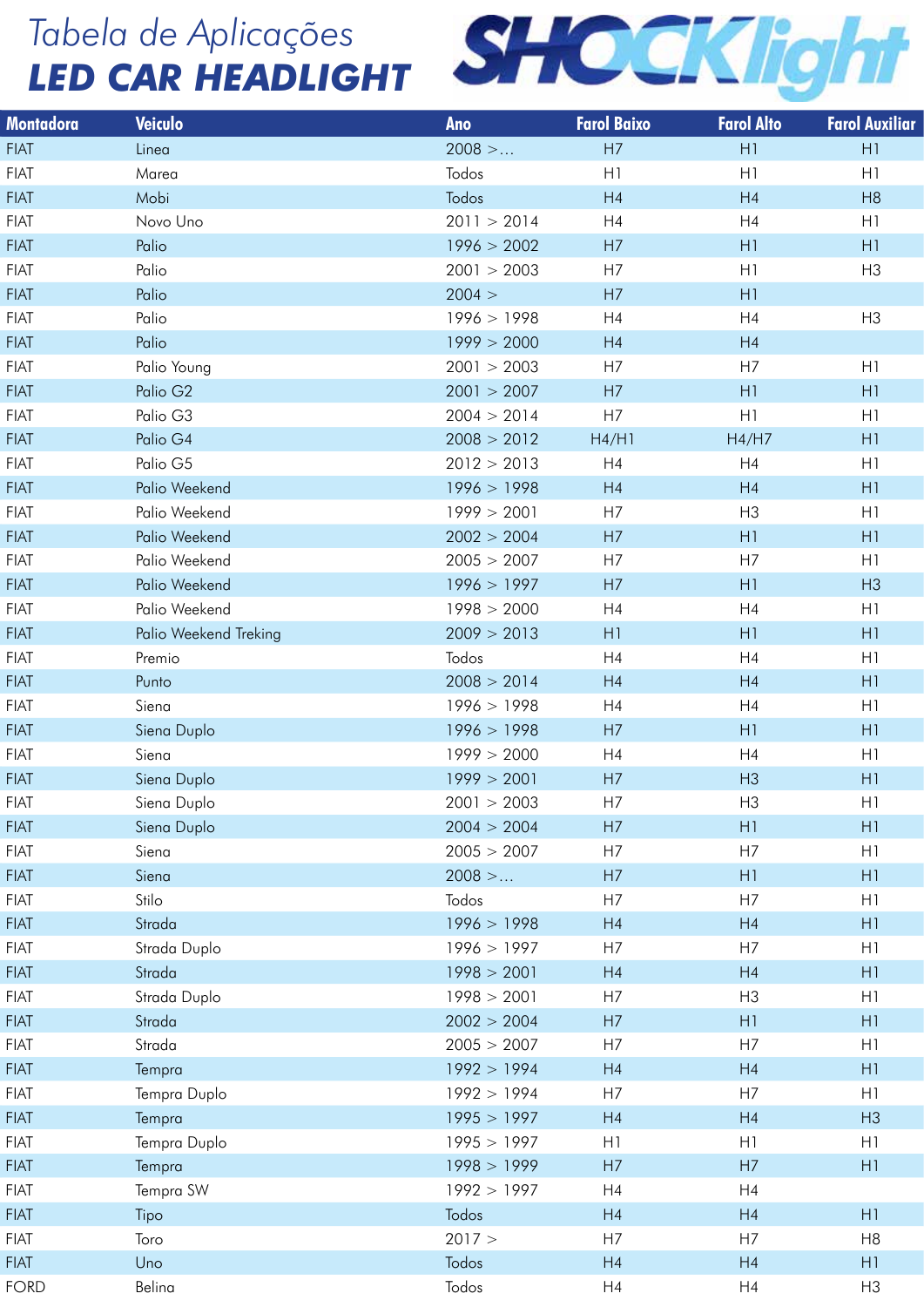# Tabela de Aplicações

## LED CAR HEADLIGHT

SHOCKlight

| Montadora | Veiculo | Ano | Farol Baixo | Farol Alto | Farol Auxiliar |
|---|---|---|---|---|---|
| FIAT | Linea | 2008 >... | H7 | H1 | H1 |
| FIAT | Marea | Todos | H1 | H1 | H1 |
| FIAT | Mobi | Todos | H4 | H4 | H8 |
| FIAT | Novo Uno | 2011 > 2014 | H4 | H4 | H1 |
| FIAT | Palio | 1996 > 2002 | H7 | H1 | H1 |
| FIAT | Palio | 2001 > 2003 | H7 | H1 | H3 |
| FIAT | Palio | 2004 > | H7 | H1 | |
| FIAT | Palio | 1996 > 1998 | H4 | H4 | H3 |
| FIAT | Palio | 1999 > 2000 | H4 | H4 | |
| FIAT | Palio Young | 2001 > 2003 | H7 | H7 | H1 |
| FIAT | Palio G2 | 2001 > 2007 | H7 | H1 | H1 |
| FIAT | Palio G3 | 2004 > 2014 | H7 | H1 | H1 |
| FIAT | Palio G4 | 2008 > 2012 | H4/H1 | H4/H7 | H1 |
| FIAT | Palio G5 | 2012 > 2013 | H4 | H4 | H1 |
| FIAT | Palio Weekend | 1996 > 1998 | H4 | H4 | H1 |
| FIAT | Palio Weekend | 1999 > 2001 | H7 | H3 | H1 |
| FIAT | Palio Weekend | 2002 > 2004 | H7 | H1 | H1 |
| FIAT | Palio Weekend | 2005 > 2007 | H7 | H7 | H1 |
| FIAT | Palio Weekend | 1996 > 1997 | H7 | H1 | H3 |
| FIAT | Palio Weekend | 1998 > 2000 | H4 | H4 | H1 |
| FIAT | Palio Weekend Treking | 2009 > 2013 | H1 | H1 | H1 |
| FIAT | Premio | Todos | H4 | H4 | H1 |
| FIAT | Punto | 2008 > 2014 | H4 | H4 | H1 |
| FIAT | Siena | 1996 > 1998 | H4 | H4 | H1 |
| FIAT | Siena Duplo | 1996 > 1998 | H7 | H1 | H1 |
| FIAT | Siena | 1999 > 2000 | H4 | H4 | H1 |
| FIAT | Siena Duplo | 1999 > 2001 | H7 | H3 | H1 |
| FIAT | Siena Duplo | 2001 > 2003 | H7 | H3 | H1 |
| FIAT | Siena Duplo | 2004 > 2004 | H7 | H1 | H1 |
| FIAT | Siena | 2005 > 2007 | H7 | H7 | H1 |
| FIAT | Siena | 2008 >... | H7 | H1 | H1 |
| FIAT | Stilo | Todos | H7 | H7 | H1 |
| FIAT | Strada | 1996 > 1998 | H4 | H4 | H1 |
| FIAT | Strada Duplo | 1996 > 1997 | H7 | H7 | H1 |
| FIAT | Strada | 1998 > 2001 | H4 | H4 | H1 |
| FIAT | Strada Duplo | 1998 > 2001 | H7 | H3 | H1 |
| FIAT | Strada | 2002 > 2004 | H7 | H1 | H1 |
| FIAT | Strada | 2005 > 2007 | H7 | H7 | H1 |
| FIAT | Tempra | 1992 > 1994 | H4 | H4 | H1 |
| FIAT | Tempra Duplo | 1992 > 1994 | H7 | H7 | H1 |
| FIAT | Tempra | 1995 > 1997 | H4 | H4 | H3 |
| FIAT | Tempra Duplo | 1995 > 1997 | H1 | H1 | H1 |
| FIAT | Tempra | 1998 > 1999 | H7 | H7 | H1 |
| FIAT | Tempra SW | 1992 > 1997 | H4 | H4 | |
| FIAT | Tipo | Todos | H4 | H4 | H1 |
| FIAT | Toro | 2017 > | H7 | H7 | H8 |
| FIAT | Uno | Todos | H4 | H4 | H1 |
| FORD | Belina | Todos | H4 | H4 | H3 |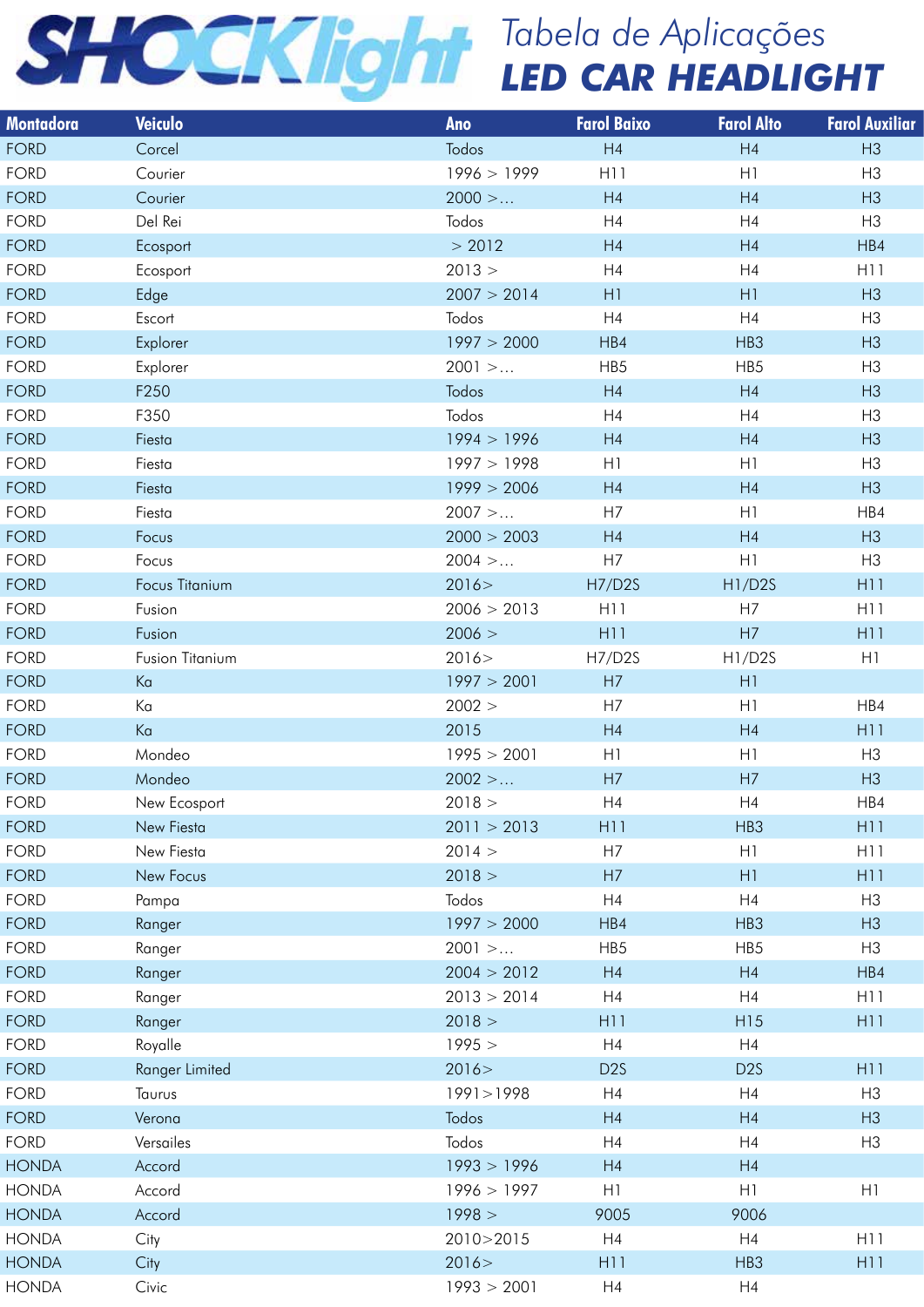# SHOCKlight

## *Tabela de Aplicações*
## LED CAR HEADLIGHT

| Montadora | Veiculo | Ano | Farol Baixo | Farol Alto | Farol Auxiliar |
|---|---|---|---|---|---|
| FORD | Corcel | Todos | H4 | H4 | H3 |
| FORD | Courier | 1996 > 1999 | H11 | H1 | H3 |
| FORD | Courier | 2000 >... | H4 | H4 | H3 |
| FORD | Del Rei | Todos | H4 | H4 | H3 |
| FORD | Ecosport | > 2012 | H4 | H4 | HB4 |
| FORD | Ecosport | 2013 > | H4 | H4 | H11 |
| FORD | Edge | 2007 > 2014 | H1 | H1 | H3 |
| FORD | Escort | Todos | H4 | H4 | H3 |
| FORD | Explorer | 1997 > 2000 | HB4 | HB3 | H3 |
| FORD | Explorer | 2001 >... | HB5 | HB5 | H3 |
| FORD | F250 | Todos | H4 | H4 | H3 |
| FORD | F350 | Todos | H4 | H4 | H3 |
| FORD | Fiesta | 1994 > 1996 | H4 | H4 | H3 |
| FORD | Fiesta | 1997 > 1998 | H1 | H1 | H3 |
| FORD | Fiesta | 1999 > 2006 | H4 | H4 | H3 |
| FORD | Fiesta | 2007 >... | H7 | H1 | HB4 |
| FORD | Focus | 2000 > 2003 | H4 | H4 | H3 |
| FORD | Focus | 2004 >... | H7 | H1 | H3 |
| FORD | Focus Titanium | 2016> | H7/D2S | H1/D2S | H11 |
| FORD | Fusion | 2006 > 2013 | H11 | H7 | H11 |
| FORD | Fusion | 2006 > | H11 | H7 | H11 |
| FORD | Fusion Titanium | 2016> | H7/D2S | H1/D2S | H1 |
| FORD | Ka | 1997 > 2001 | H7 | H1 | |
| FORD | Ka | 2002 > | H7 | H1 | HB4 |
| FORD | Ka | 2015 | H4 | H4 | H11 |
| FORD | Mondeo | 1995 > 2001 | H1 | H1 | H3 |
| FORD | Mondeo | 2002 >... | H7 | H7 | H3 |
| FORD | New Ecosport | 2018 > | H4 | H4 | HB4 |
| FORD | New Fiesta | 2011 > 2013 | H11 | HB3 | H11 |
| FORD | New Fiesta | 2014 > | H7 | H1 | H11 |
| FORD | New Focus | 2018 > | H7 | H1 | H11 |
| FORD | Pampa | Todos | H4 | H4 | H3 |
| FORD | Ranger | 1997 > 2000 | HB4 | HB3 | H3 |
| FORD | Ranger | 2001 >... | HB5 | HB5 | H3 |
| FORD | Ranger | 2004 > 2012 | H4 | H4 | HB4 |
| FORD | Ranger | 2013 > 2014 | H4 | H4 | H11 |
| FORD | Ranger | 2018 > | H11 | H15 | H11 |
| FORD | Royalle | 1995 > | H4 | H4 | |
| FORD | Ranger Limited | 2016> | D2S | D2S | H11 |
| FORD | Taurus | 1991>1998 | H4 | H4 | H3 |
| FORD | Verona | Todos | H4 | H4 | H3 |
| FORD | Versailes | Todos | H4 | H4 | H3 |
| HONDA | Accord | 1993 > 1996 | H4 | H4 | |
| HONDA | Accord | 1996 > 1997 | H1 | H1 | H1 |
| HONDA | Accord | 1998 > | 9005 | 9006 | |
| HONDA | City | 2010>2015 | H4 | H4 | H11 |
| HONDA | City | 2016> | H11 | HB3 | H11 |
| HONDA | Civic | 1993 > 2001 | H4 | H4 | |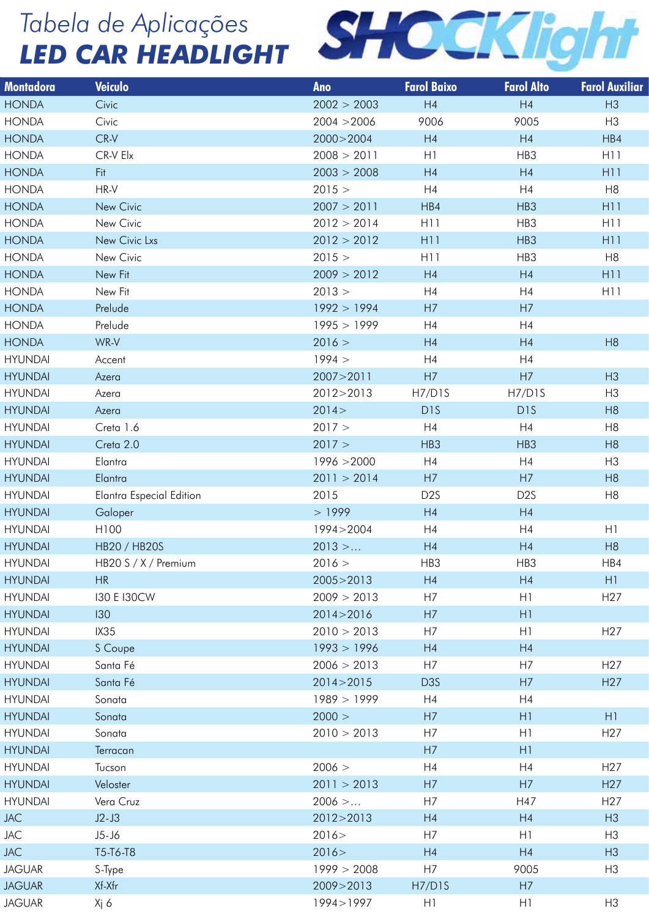# Tabela de Aplicações
## LED CAR HEADLIGHT

SHOCKlight

| Montadora | Veiculo | Ano | Farol Baixo | Farol Alto | Farol Auxiliar |
|---|---|---|---|---|---|
| HONDA | Civic | 2002 > 2003 | H4 | H4 | H3 |
| HONDA | Civic | 2004 >2006 | 9006 | 9005 | H3 |
| HONDA | CR-V | 2000>2004 | H4 | H4 | HB4 |
| HONDA | CR-V Elx | 2008 > 2011 | H1 | HB3 | H11 |
| HONDA | Fit | 2003 > 2008 | H4 | H4 | H11 |
| HONDA | HR-V | 2015 > | H4 | H4 | H8 |
| HONDA | New Civic | 2007 > 2011 | HB4 | HB3 | H11 |
| HONDA | New Civic | 2012 > 2014 | H11 | HB3 | H11 |
| HONDA | New Civic Lxs | 2012 > 2012 | H11 | HB3 | H11 |
| HONDA | New Civic | 2015 > | H11 | HB3 | H8 |
| HONDA | New Fit | 2009 > 2012 | H4 | H4 | H11 |
| HONDA | New Fit | 2013 > | H4 | H4 | H11 |
| HONDA | Prelude | 1992 > 1994 | H7 | H7 | |
| HONDA | Prelude | 1995 > 1999 | H4 | H4 | |
| HONDA | WR-V | 2016 > | H4 | H4 | H8 |
| HYUNDAI | Accent | 1994 > | H4 | H4 | |
| HYUNDAI | Azera | 2007>2011 | H7 | H7 | H3 |
| HYUNDAI | Azera | 2012>2013 | H7/D1S | H7/D1S | H3 |
| HYUNDAI | Azera | 2014> | D1S | D1S | H8 |
| HYUNDAI | Creta 1.6 | 2017 > | H4 | H4 | H8 |
| HYUNDAI | Creta 2.0 | 2017 > | HB3 | HB3 | H8 |
| HYUNDAI | Elantra | 1996 >2000 | H4 | H4 | H3 |
| HYUNDAI | Elantra | 2011 > 2014 | H7 | H7 | H8 |
| HYUNDAI | Elantra Especial Edition | 2015 | D2S | D2S | H8 |
| HYUNDAI | Galoper | > 1999 | H4 | H4 | |
| HYUNDAI | H100 | 1994>2004 | H4 | H4 | H1 |
| HYUNDAI | HB20 / HB20S | 2013 >... | H4 | H4 | H8 |
| HYUNDAI | HB20 S / X / Premium | 2016 > | HB3 | HB3 | HB4 |
| HYUNDAI | HR | 2005>2013 | H4 | H4 | H1 |
| HYUNDAI | I30 E I30CW | 2009 > 2013 | H7 | H1 | H27 |
| HYUNDAI | I30 | 2014>2016 | H7 | H1 | |
| HYUNDAI | IX35 | 2010 > 2013 | H7 | H1 | H27 |
| HYUNDAI | S Coupe | 1993 > 1996 | H4 | H4 | |
| HYUNDAI | Santa Fé | 2006 > 2013 | H7 | H7 | H27 |
| HYUNDAI | Santa Fé | 2014>2015 | D3S | H7 | H27 |
| HYUNDAI | Sonata | 1989 > 1999 | H4 | H4 | |
| HYUNDAI | Sonata | 2000 > | H7 | H1 | H1 |
| HYUNDAI | Sonata | 2010 > 2013 | H7 | H1 | H27 |
| HYUNDAI | Terracan | | H7 | H1 | |
| HYUNDAI | Tucson | 2006 > | H4 | H4 | H27 |
| HYUNDAI | Veloster | 2011 > 2013 | H7 | H7 | H27 |
| HYUNDAI | Vera Cruz | 2006 >... | H7 | H47 | H27 |
| JAC | J2-J3 | 2012>2013 | H4 | H4 | H3 |
| JAC | J5-J6 | 2016> | H7 | H1 | H3 |
| JAC | T5-T6-T8 | 2016> | H4 | H4 | H3 |
| JAGUAR | S-Type | 1999 > 2008 | H7 | 9005 | H3 |
| JAGUAR | Xf-Xfr | 2009>2013 | H7/D1S | H7 | |
| JAGUAR | Xj 6 | 1994>1997 | H1 | H1 | H3 |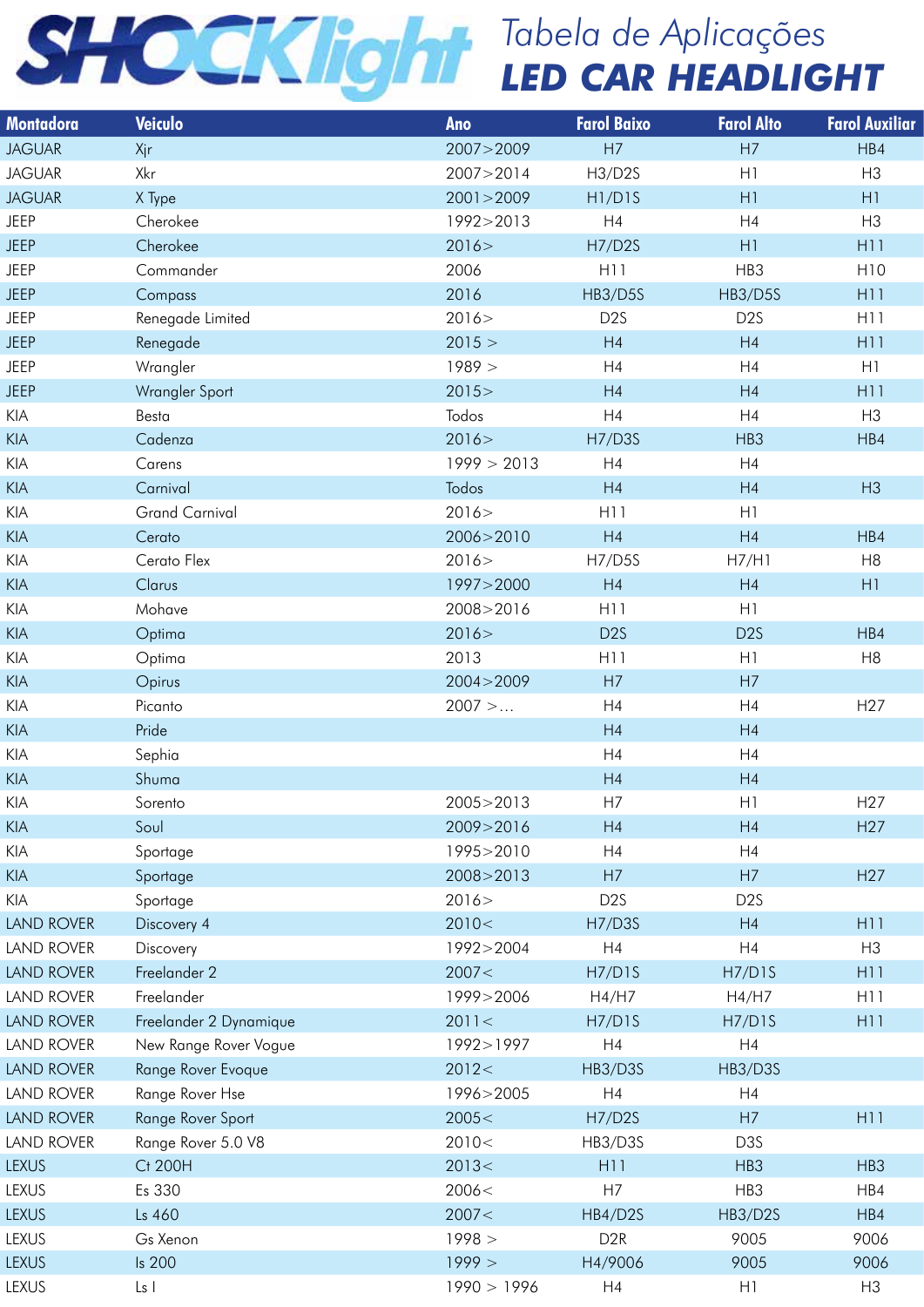# SHOCKlight

## Tabela de Aplicações
## LED CAR HEADLIGHT

| Montadora | Veiculo | Ano | Farol Baixo | Farol Alto | Farol Auxiliar |
|---|---|---|---|---|---|
| JAGUAR | Xjr | 2007>2009 | H7 | H7 | HB4 |
| JAGUAR | Xkr | 2007>2014 | H3/D2S | H1 | H3 |
| JAGUAR | X Type | 2001>2009 | H1/D1S | H1 | H1 |
| JEEP | Cherokee | 1992>2013 | H4 | H4 | H3 |
| JEEP | Cherokee | 2016> | H7/D2S | H1 | H11 |
| JEEP | Commander | 2006 | H11 | HB3 | H10 |
| JEEP | Compass | 2016 | HB3/D5S | HB3/D5S | H11 |
| JEEP | Renegade Limited | 2016> | D2S | D2S | H11 |
| JEEP | Renegade | 2015 > | H4 | H4 | H11 |
| JEEP | Wrangler | 1989 > | H4 | H4 | H1 |
| JEEP | Wrangler Sport | 2015> | H4 | H4 | H11 |
| KIA | Besta | Todos | H4 | H4 | H3 |
| KIA | Cadenza | 2016> | H7/D3S | HB3 | HB4 |
| KIA | Carens | 1999 > 2013 | H4 | H4 | |
| KIA | Carnival | Todos | H4 | H4 | H3 |
| KIA | Grand Carnival | 2016> | H11 | H1 | |
| KIA | Cerato | 2006>2010 | H4 | H4 | HB4 |
| KIA | Cerato Flex | 2016> | H7/D5S | H7/H1 | H8 |
| KIA | Clarus | 1997>2000 | H4 | H4 | H1 |
| KIA | Mohave | 2008>2016 | H11 | H1 | |
| KIA | Optima | 2016> | D2S | D2S | HB4 |
| KIA | Optima | 2013 | H11 | H1 | H8 |
| KIA | Opirus | 2004>2009 | H7 | H7 | |
| KIA | Picanto | 2007 >... | H4 | H4 | H27 |
| KIA | Pride | | H4 | H4 | |
| KIA | Sephia | | H4 | H4 | |
| KIA | Shuma | | H4 | H4 | |
| KIA | Sorento | 2005>2013 | H7 | H1 | H27 |
| KIA | Soul | 2009>2016 | H4 | H4 | H27 |
| KIA | Sportage | 1995>2010 | H4 | H4 | |
| KIA | Sportage | 2008>2013 | H7 | H7 | H27 |
| KIA | Sportage | 2016> | D2S | D2S | |
| LAND ROVER | Discovery 4 | 2010< | H7/D3S | H4 | H11 |
| LAND ROVER | Discovery | 1992>2004 | H4 | H4 | H3 |
| LAND ROVER | Freelander 2 | 2007< | H7/D1S | H7/D1S | H11 |
| LAND ROVER | Freelander | 1999>2006 | H4/H7 | H4/H7 | H11 |
| LAND ROVER | Freelander 2 Dynamique | 2011< | H7/D1S | H7/D1S | H11 |
| LAND ROVER | New Range Rover Vogue | 1992>1997 | H4 | H4 | |
| LAND ROVER | Range Rover Evoque | 2012< | HB3/D3S | HB3/D3S | |
| LAND ROVER | Range Rover Hse | 1996>2005 | H4 | H4 | |
| LAND ROVER | Range Rover Sport | 2005< | H7/D2S | H7 | H11 |
| LAND ROVER | Range Rover 5.0 V8 | 2010< | HB3/D3S | D3S | |
| LEXUS | Ct 200H | 2013< | H11 | HB3 | HB3 |
| LEXUS | Es 330 | 2006< | H7 | HB3 | HB4 |
| LEXUS | Ls 460 | 2007< | HB4/D2S | HB3/D2S | HB4 |
| LEXUS | Gs Xenon | 1998 > | D2R | 9005 | 9006 |
| LEXUS | Is 200 | 1999 > | H4/9006 | 9005 | 9006 |
| LEXUS | Ls I | 1990 > 1996 | H4 | H1 | H3 |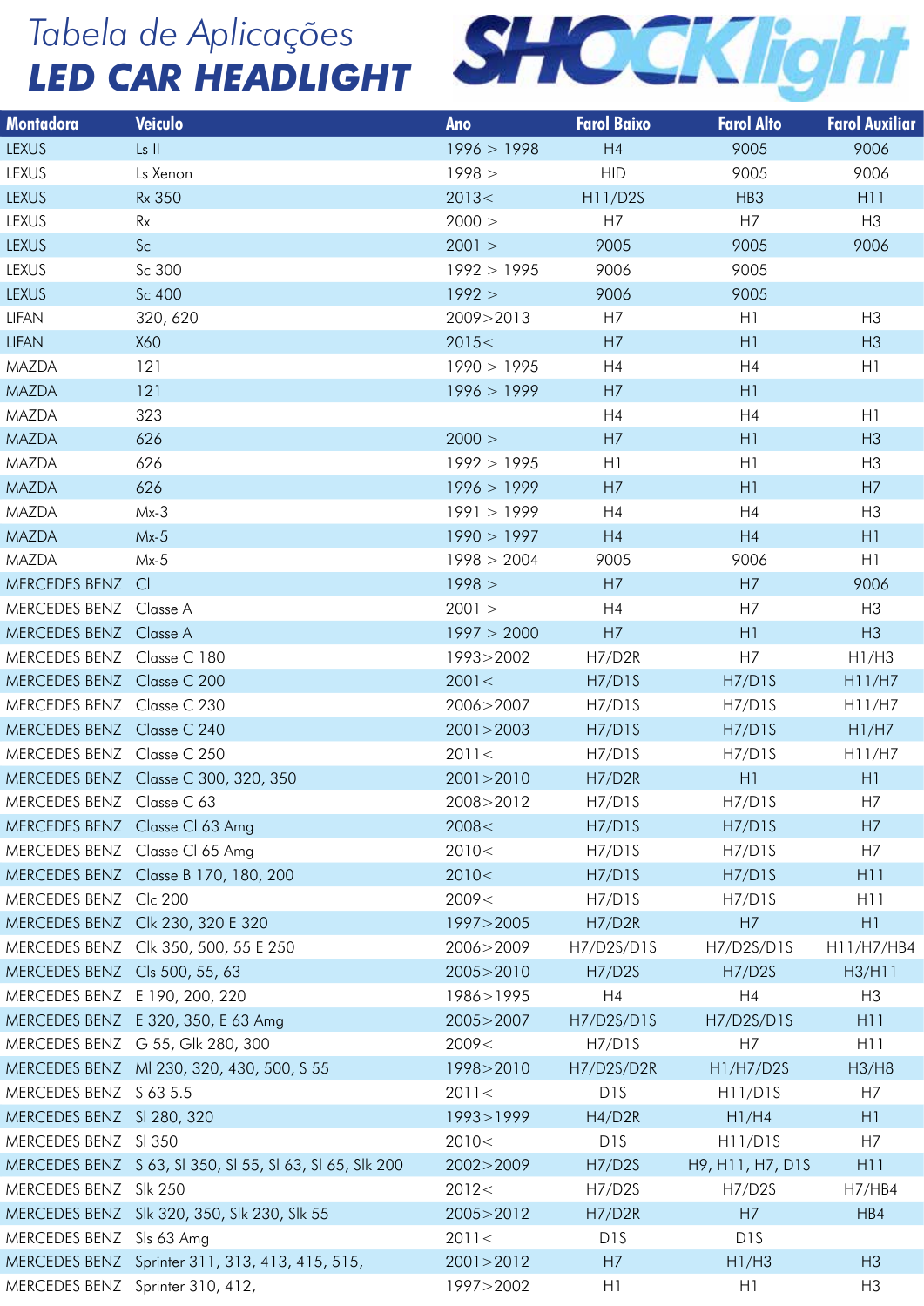# Tabela de Aplicações
## LED CAR HEADLIGHT

SHOCKlight

| Montadora | Veiculo | Ano | Farol Baixo | Farol Alto | Farol Auxiliar |
|---|---|---|---|---|---|
| LEXUS | Ls II | 1996 > 1998 | H4 | 9005 | 9006 |
| LEXUS | Ls Xenon | 1998 > | HID | 9005 | 9006 |
| LEXUS | Rx 350 | 2013< | H11/D2S | HB3 | H11 |
| LEXUS | Rx | 2000 > | H7 | H7 | H3 |
| LEXUS | Sc | 2001 > | 9005 | 9005 | 9006 |
| LEXUS | Sc 300 | 1992 > 1995 | 9006 | 9005 | |
| LEXUS | Sc 400 | 1992 > | 9006 | 9005 | |
| LIFAN | 320, 620 | 2009>2013 | H7 | H1 | H3 |
| LIFAN | X60 | 2015< | H7 | H1 | H3 |
| MAZDA | 121 | 1990 > 1995 | H4 | H4 | H1 |
| MAZDA | 121 | 1996 > 1999 | H7 | H1 | |
| MAZDA | 323 | | H4 | H4 | H1 |
| MAZDA | 626 | 2000 > | H7 | H1 | H3 |
| MAZDA | 626 | 1992 > 1995 | H1 | H1 | H3 |
| MAZDA | 626 | 1996 > 1999 | H7 | H1 | H7 |
| MAZDA | Mx-3 | 1991 > 1999 | H4 | H4 | H3 |
| MAZDA | Mx-5 | 1990 > 1997 | H4 | H4 | H1 |
| MAZDA | Mx-5 | 1998 > 2004 | 9005 | 9006 | H1 |
| MERCEDES BENZ | Cl | 1998 > | H7 | H7 | 9006 |
| MERCEDES BENZ | Classe A | 2001 > | H4 | H7 | H3 |
| MERCEDES BENZ | Classe A | 1997 > 2000 | H7 | H1 | H3 |
| MERCEDES BENZ | Classe C 180 | 1993>2002 | H7/D2R | H7 | H1/H3 |
| MERCEDES BENZ | Classe C 200 | 2001< | H7/D1S | H7/D1S | H11/H7 |
| MERCEDES BENZ | Classe C 230 | 2006>2007 | H7/D1S | H7/D1S | H11/H7 |
| MERCEDES BENZ | Classe C 240 | 2001>2003 | H7/D1S | H7/D1S | H1/H7 |
| MERCEDES BENZ | Classe C 250 | 2011< | H7/D1S | H7/D1S | H11/H7 |
| MERCEDES BENZ | Classe C 300, 320, 350 | 2001>2010 | H7/D2R | H1 | H1 |
| MERCEDES BENZ | Classe C 63 | 2008>2012 | H7/D1S | H7/D1S | H7 |
| MERCEDES BENZ | Classe Cl 63 Amg | 2008< | H7/D1S | H7/D1S | H7 |
| MERCEDES BENZ | Classe Cl 65 Amg | 2010< | H7/D1S | H7/D1S | H7 |
| MERCEDES BENZ | Classe B 170, 180, 200 | 2010< | H7/D1S | H7/D1S | H11 |
| MERCEDES BENZ | Clc 200 | 2009< | H7/D1S | H7/D1S | H11 |
| MERCEDES BENZ | Clk 230, 320 E 320 | 1997>2005 | H7/D2R | H7 | H1 |
| MERCEDES BENZ | Clk 350, 500, 55 E 250 | 2006>2009 | H7/D2S/D1S | H7/D2S/D1S | H11/H7/HB4 |
| MERCEDES BENZ | Cls 500, 55, 63 | 2005>2010 | H7/D2S | H7/D2S | H3/H11 |
| MERCEDES BENZ | E 190, 200, 220 | 1986>1995 | H4 | H4 | H3 |
| MERCEDES BENZ | E 320, 350, E 63 Amg | 2005>2007 | H7/D2S/D1S | H7/D2S/D1S | H11 |
| MERCEDES BENZ | G 55, Glk 280, 300 | 2009< | H7/D1S | H7 | H11 |
| MERCEDES BENZ | Ml 230, 320, 430, 500, S 55 | 1998>2010 | H7/D2S/D2R | H1/H7/D2S | H3/H8 |
| MERCEDES BENZ | S 63 5.5 | 2011< | D1S | H11/D1S | H7 |
| MERCEDES BENZ | Sl 280, 320 | 1993>1999 | H4/D2R | H1/H4 | H1 |
| MERCEDES BENZ | Sl 350 | 2010< | D1S | H11/D1S | H7 |
| MERCEDES BENZ | S 63, Sl 350, Sl 55, Sl 63, Sl 65, Slk 200 | 2002>2009 | H7/D2S | H9, H11, H7, D1S | H11 |
| MERCEDES BENZ | Slk 250 | 2012< | H7/D2S | H7/D2S | H7/HB4 |
| MERCEDES BENZ | Slk 320, 350, Slk 230, Slk 55 | 2005>2012 | H7/D2R | H7 | HB4 |
| MERCEDES BENZ | Sls 63 Amg | 2011< | D1S | D1S | |
| MERCEDES BENZ | Sprinter 311, 313, 413, 415, 515, | 2001>2012 | H7 | H1/H3 | H3 |
| MERCEDES BENZ | Sprinter 310, 412, | 1997>2002 | H1 | H1 | H3 |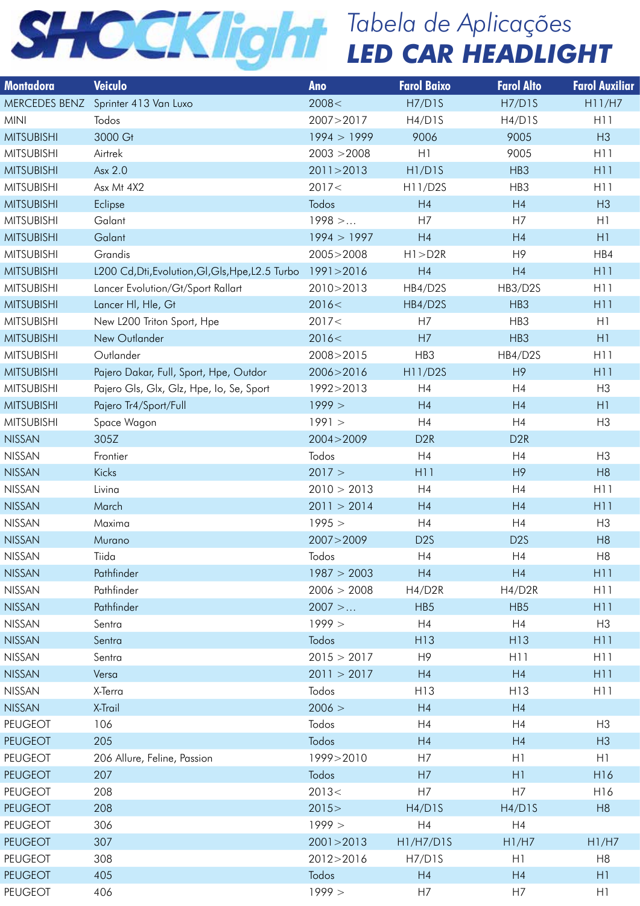# SHOCKlight

## Tabela de Aplicações
## LED CAR HEADLIGHT

| Montadora | Veiculo | Ano | Farol Baixo | Farol Alto | Farol Auxiliar |
|---|---|---|---|---|---|
| MERCEDES BENZ | Sprinter 413 Van Luxo | 2008< | H7/D1S | H7/D1S | H11/H7 |
| MINI | Todos | 2007>2017 | H4/D1S | H4/D1S | H11 |
| MITSUBISHI | 3000 Gt | 1994 > 1999 | 9006 | 9005 | H3 |
| MITSUBISHI | Airtrek | 2003 >2008 | H1 | 9005 | H11 |
| MITSUBISHI | Asx 2.0 | 2011>2013 | H1/D1S | HB3 | H11 |
| MITSUBISHI | Asx Mt 4X2 | 2017< | H11/D2S | HB3 | H11 |
| MITSUBISHI | Eclipse | Todos | H4 | H4 | H3 |
| MITSUBISHI | Galant | 1998 >... | H7 | H7 | H1 |
| MITSUBISHI | Galant | 1994 > 1997 | H4 | H4 | H1 |
| MITSUBISHI | Grandis | 2005>2008 | H1>D2R | H9 | HB4 |
| MITSUBISHI | L200 Cd,Dti,Evolution,Gl,Gls,Hpe,L2.5 Turbo | 1991>2016 | H4 | H4 | H11 |
| MITSUBISHI | Lancer Evolution/Gt/Sport Rallart | 2010>2013 | HB4/D2S | HB3/D2S | H11 |
| MITSUBISHI | Lancer Hl, Hle, Gt | 2016< | HB4/D2S | HB3 | H11 |
| MITSUBISHI | New L200 Triton Sport, Hpe | 2017< | H7 | HB3 | H1 |
| MITSUBISHI | New Outlander | 2016< | H7 | HB3 | H1 |
| MITSUBISHI | Outlander | 2008>2015 | HB3 | HB4/D2S | H11 |
| MITSUBISHI | Pajero Dakar, Full, Sport, Hpe, Outdor | 2006>2016 | H11/D2S | H9 | H11 |
| MITSUBISHI | Pajero Gls, Glx, Glz, Hpe, Io, Se, Sport | 1992>2013 | H4 | H4 | H3 |
| MITSUBISHI | Pajero Tr4/Sport/Full | 1999 > | H4 | H4 | H1 |
| MITSUBISHI | Space Wagon | 1991 > | H4 | H4 | H3 |
| NISSAN | 305Z | 2004>2009 | D2R | D2R | |
| NISSAN | Frontier | Todos | H4 | H4 | H3 |
| NISSAN | Kicks | 2017 > | H11 | H9 | H8 |
| NISSAN | Livina | 2010 > 2013 | H4 | H4 | H11 |
| NISSAN | March | 2011 > 2014 | H4 | H4 | H11 |
| NISSAN | Maxima | 1995 > | H4 | H4 | H3 |
| NISSAN | Murano | 2007>2009 | D2S | D2S | H8 |
| NISSAN | Tiida | Todos | H4 | H4 | H8 |
| NISSAN | Pathfinder | 1987 > 2003 | H4 | H4 | H11 |
| NISSAN | Pathfinder | 2006 > 2008 | H4/D2R | H4/D2R | H11 |
| NISSAN | Pathfinder | 2007 >... | HB5 | HB5 | H11 |
| NISSAN | Sentra | 1999 > | H4 | H4 | H3 |
| NISSAN | Sentra | Todos | H13 | H13 | H11 |
| NISSAN | Sentra | 2015 > 2017 | H9 | H11 | H11 |
| NISSAN | Versa | 2011 > 2017 | H4 | H4 | H11 |
| NISSAN | X-Terra | Todos | H13 | H13 | H11 |
| NISSAN | X-Trail | 2006 > | H4 | H4 | |
| PEUGEOT | 106 | Todos | H4 | H4 | H3 |
| PEUGEOT | 205 | Todos | H4 | H4 | H3 |
| PEUGEOT | 206 Allure, Feline, Passion | 1999>2010 | H7 | H1 | H1 |
| PEUGEOT | 207 | Todos | H7 | H1 | H16 |
| PEUGEOT | 208 | 2013< | H7 | H7 | H16 |
| PEUGEOT | 208 | 2015> | H4/D1S | H4/D1S | H8 |
| PEUGEOT | 306 | 1999 > | H4 | H4 | |
| PEUGEOT | 307 | 2001>2013 | H1/H7/D1S | H1/H7 | H1/H7 |
| PEUGEOT | 308 | 2012>2016 | H7/D1S | H1 | H8 |
| PEUGEOT | 405 | Todos | H4 | H4 | H1 |
| PEUGEOT | 406 | 1999 > | H7 | H7 | H1 |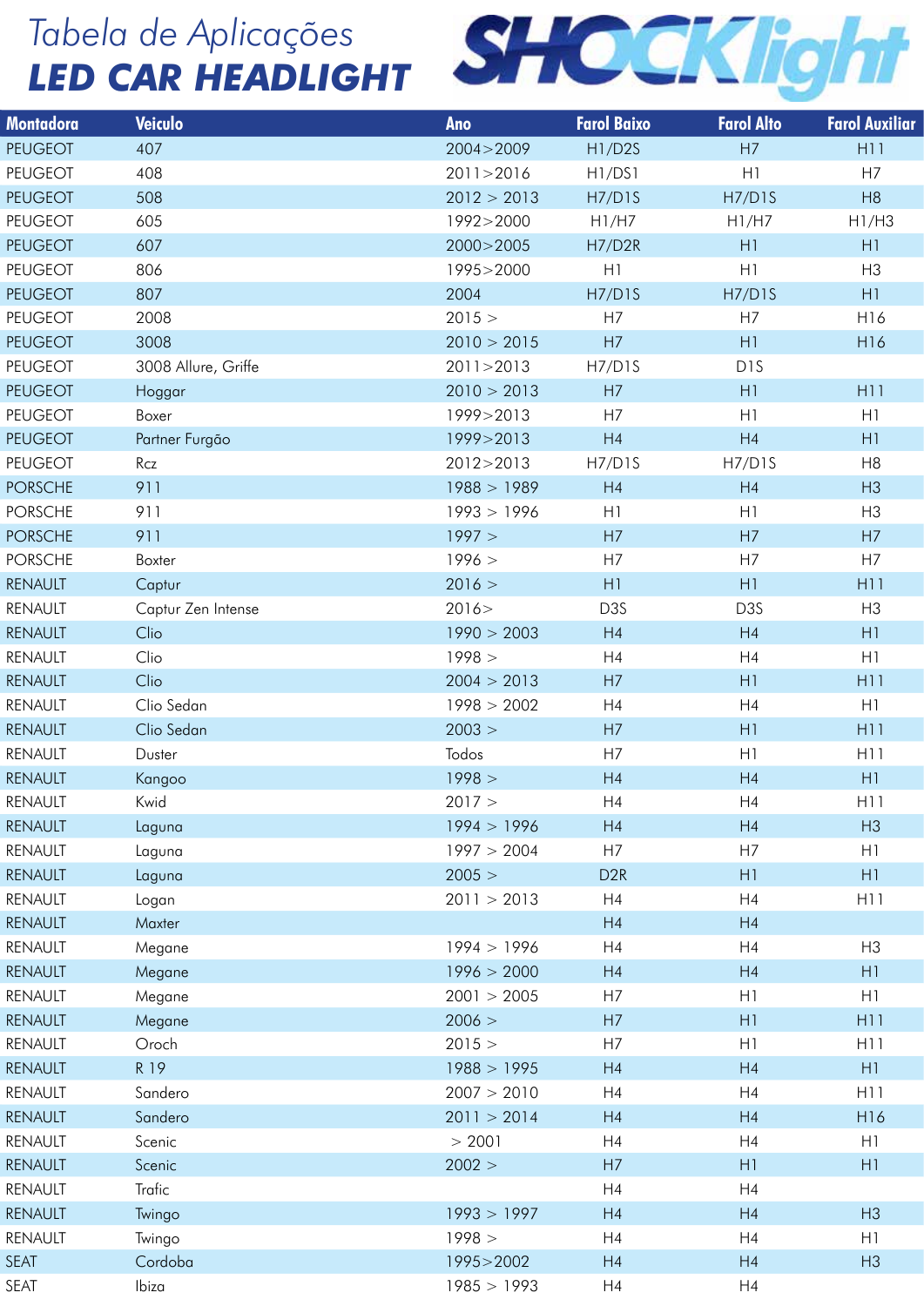# Tabela de Aplicações

# LED CAR HEADLIGHT

SHOCKlight

| Montadora | Veiculo | Ano | Farol Baixo | Farol Alto | Farol Auxiliar |
|---|---|---|---|---|---|
| PEUGEOT | 407 | 2004>2009 | H1/D2S | H7 | H11 |
| PEUGEOT | 408 | 2011>2016 | H1/DS1 | H1 | H7 |
| PEUGEOT | 508 | 2012 > 2013 | H7/D1S | H7/D1S | H8 |
| PEUGEOT | 605 | 1992>2000 | H1/H7 | H1/H7 | H1/H3 |
| PEUGEOT | 607 | 2000>2005 | H7/D2R | H1 | H1 |
| PEUGEOT | 806 | 1995>2000 | H1 | H1 | H3 |
| PEUGEOT | 807 | 2004 | H7/D1S | H7/D1S | H1 |
| PEUGEOT | 2008 | 2015 > | H7 | H7 | H16 |
| PEUGEOT | 3008 | 2010 > 2015 | H7 | H1 | H16 |
| PEUGEOT | 3008 Allure, Griffe | 2011>2013 | H7/D1S | D1S | |
| PEUGEOT | Hoggar | 2010 > 2013 | H7 | H1 | H11 |
| PEUGEOT | Boxer | 1999>2013 | H7 | H1 | H1 |
| PEUGEOT | Partner Furgão | 1999>2013 | H4 | H4 | H1 |
| PEUGEOT | Rcz | 2012>2013 | H7/D1S | H7/D1S | H8 |
| PORSCHE | 911 | 1988 > 1989 | H4 | H4 | H3 |
| PORSCHE | 911 | 1993 > 1996 | H1 | H1 | H3 |
| PORSCHE | 911 | 1997 > | H7 | H7 | H7 |
| PORSCHE | Boxter | 1996 > | H7 | H7 | H7 |
| RENAULT | Captur | 2016 > | H1 | H1 | H11 |
| RENAULT | Captur Zen Intense | 2016> | D3S | D3S | H3 |
| RENAULT | Clio | 1990 > 2003 | H4 | H4 | H1 |
| RENAULT | Clio | 1998 > | H4 | H4 | H1 |
| RENAULT | Clio | 2004 > 2013 | H7 | H1 | H11 |
| RENAULT | Clio Sedan | 1998 > 2002 | H4 | H4 | H1 |
| RENAULT | Clio Sedan | 2003 > | H7 | H1 | H11 |
| RENAULT | Duster | Todos | H7 | H1 | H11 |
| RENAULT | Kangoo | 1998 > | H4 | H4 | H1 |
| RENAULT | Kwid | 2017 > | H4 | H4 | H11 |
| RENAULT | Laguna | 1994 > 1996 | H4 | H4 | H3 |
| RENAULT | Laguna | 1997 > 2004 | H7 | H7 | H1 |
| RENAULT | Laguna | 2005 > | D2R | H1 | H1 |
| RENAULT | Logan | 2011 > 2013 | H4 | H4 | H11 |
| RENAULT | Maxter | | H4 | H4 | |
| RENAULT | Megane | 1994 > 1996 | H4 | H4 | H3 |
| RENAULT | Megane | 1996 > 2000 | H4 | H4 | H1 |
| RENAULT | Megane | 2001 > 2005 | H7 | H1 | H1 |
| RENAULT | Megane | 2006 > | H7 | H1 | H11 |
| RENAULT | Oroch | 2015 > | H7 | H1 | H11 |
| RENAULT | R 19 | 1988 > 1995 | H4 | H4 | H1 |
| RENAULT | Sandero | 2007 > 2010 | H4 | H4 | H11 |
| RENAULT | Sandero | 2011 > 2014 | H4 | H4 | H16 |
| RENAULT | Scenic | > 2001 | H4 | H4 | H1 |
| RENAULT | Scenic | 2002 > | H7 | H1 | H1 |
| RENAULT | Trafic | | H4 | H4 | |
| RENAULT | Twingo | 1993 > 1997 | H4 | H4 | H3 |
| RENAULT | Twingo | 1998 > | H4 | H4 | H1 |
| SEAT | Cordoba | 1995>2002 | H4 | H4 | H3 |
| SEAT | Ibiza | 1985 > 1993 | H4 | H4 | |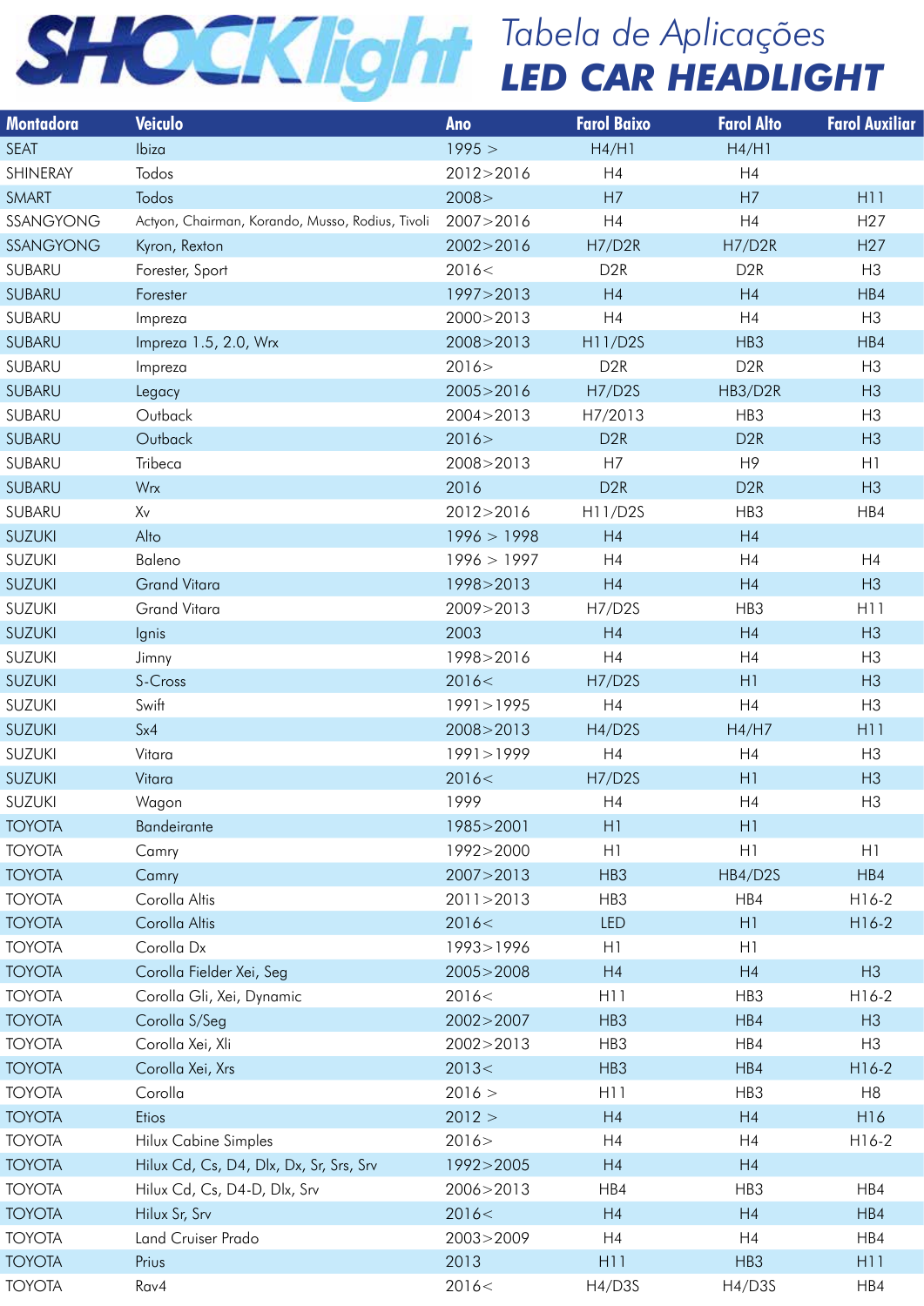# SHOCKlight

## Tabela de Aplicações
## LED CAR HEADLIGHT

| Montadora | Veiculo | Ano | Farol Baixo | Farol Alto | Farol Auxiliar |
|---|---|---|---|---|---|
| SEAT | Ibiza | 1995 > | H4/H1 | H4/H1 | |
| SHINERAY | Todos | 2012>2016 | H4 | H4 | |
| SMART | Todos | 2008> | H7 | H7 | H11 |
| SSANGYONG | Actyon, Chairman, Korando, Musso, Rodius, Tivoli | 2007>2016 | H4 | H4 | H27 |
| SSANGYONG | Kyron, Rexton | 2002>2016 | H7/D2R | H7/D2R | H27 |
| SUBARU | Forester, Sport | 2016< | D2R | D2R | H3 |
| SUBARU | Forester | 1997>2013 | H4 | H4 | HB4 |
| SUBARU | Impreza | 2000>2013 | H4 | H4 | H3 |
| SUBARU | Impreza 1.5, 2.0, Wrx | 2008>2013 | H11/D2S | HB3 | HB4 |
| SUBARU | Impreza | 2016> | D2R | D2R | H3 |
| SUBARU | Legacy | 2005>2016 | H7/D2S | HB3/D2R | H3 |
| SUBARU | Outback | 2004>2013 | H7/2013 | HB3 | H3 |
| SUBARU | Outback | 2016> | D2R | D2R | H3 |
| SUBARU | Tribeca | 2008>2013 | H7 | H9 | H1 |
| SUBARU | Wrx | 2016 | D2R | D2R | H3 |
| SUBARU | Xv | 2012>2016 | H11/D2S | HB3 | HB4 |
| SUZUKI | Alto | 1996 > 1998 | H4 | H4 | |
| SUZUKI | Baleno | 1996 > 1997 | H4 | H4 | H4 |
| SUZUKI | Grand Vitara | 1998>2013 | H4 | H4 | H3 |
| SUZUKI | Grand Vitara | 2009>2013 | H7/D2S | HB3 | H11 |
| SUZUKI | Ignis | 2003 | H4 | H4 | H3 |
| SUZUKI | Jimny | 1998>2016 | H4 | H4 | H3 |
| SUZUKI | S-Cross | 2016< | H7/D2S | H1 | H3 |
| SUZUKI | Swift | 1991>1995 | H4 | H4 | H3 |
| SUZUKI | Sx4 | 2008>2013 | H4/D2S | H4/H7 | H11 |
| SUZUKI | Vitara | 1991>1999 | H4 | H4 | H3 |
| SUZUKI | Vitara | 2016< | H7/D2S | H1 | H3 |
| SUZUKI | Wagon | 1999 | H4 | H4 | H3 |
| TOYOTA | Bandeirante | 1985>2001 | H1 | H1 | |
| TOYOTA | Camry | 1992>2000 | H1 | H1 | H1 |
| TOYOTA | Camry | 2007>2013 | HB3 | HB4/D2S | HB4 |
| TOYOTA | Corolla Altis | 2011>2013 | HB3 | HB4 | H16-2 |
| TOYOTA | Corolla Altis | 2016< | LED | H1 | H16-2 |
| TOYOTA | Corolla Dx | 1993>1996 | H1 | H1 | |
| TOYOTA | Corolla Fielder Xei, Seg | 2005>2008 | H4 | H4 | H3 |
| TOYOTA | Corolla Gli, Xei, Dynamic | 2016< | H11 | HB3 | H16-2 |
| TOYOTA | Corolla S/Seg | 2002>2007 | HB3 | HB4 | H3 |
| TOYOTA | Corolla Xei, Xli | 2002>2013 | HB3 | HB4 | H3 |
| TOYOTA | Corolla Xei, Xrs | 2013< | HB3 | HB4 | H16-2 |
| TOYOTA | Corolla | 2016 > | H11 | HB3 | H8 |
| TOYOTA | Etios | 2012 > | H4 | H4 | H16 |
| TOYOTA | Hilux Cabine Simples | 2016> | H4 | H4 | H16-2 |
| TOYOTA | Hilux Cd, Cs, D4, Dlx, Dx, Sr, Srs, Srv | 1992>2005 | H4 | H4 | |
| TOYOTA | Hilux Cd, Cs, D4-D, Dlx, Srv | 2006>2013 | HB4 | HB3 | HB4 |
| TOYOTA | Hilux Sr, Srv | 2016< | H4 | H4 | HB4 |
| TOYOTA | Land Cruiser Prado | 2003>2009 | H4 | H4 | HB4 |
| TOYOTA | Prius | 2013 | H11 | HB3 | H11 |
| TOYOTA | Rav4 | 2016< | H4/D3S | H4/D3S | HB4 |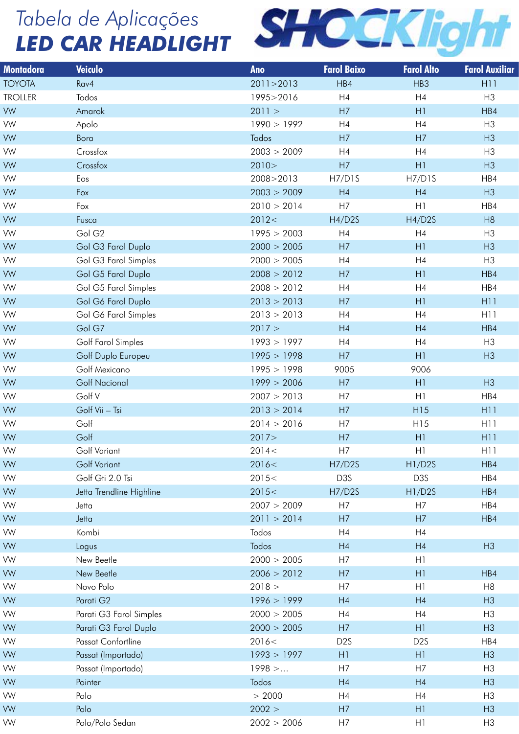# Tabela de Aplicações

## LED CAR HEADLIGHT

SHOCKlight

| Montadora | Veiculo | Ano | Farol Baixo | Farol Alto | Farol Auxiliar |
|---|---|---|---|---|---|
| TOYOTA | Rav4 | 2011>2013 | HB4 | HB3 | H11 |
| TROLLER | Todos | 1995>2016 | H4 | H4 | H3 |
| VW | Amarok | 2011 > | H7 | H1 | HB4 |
| VW | Apolo | 1990 > 1992 | H4 | H4 | H3 |
| VW | Bora | Todos | H7 | H7 | H3 |
| VW | Crossfox | 2003 > 2009 | H4 | H4 | H3 |
| VW | Crossfox | 2010> | H7 | H1 | H3 |
| VW | Eos | 2008>2013 | H7/D1S | H7/D1S | HB4 |
| VW | Fox | 2003 > 2009 | H4 | H4 | H3 |
| VW | Fox | 2010 > 2014 | H7 | H1 | HB4 |
| VW | Fusca | 2012< | H4/D2S | H4/D2S | H8 |
| VW | Gol G2 | 1995 > 2003 | H4 | H4 | H3 |
| VW | Gol G3 Farol Duplo | 2000 > 2005 | H7 | H1 | H3 |
| VW | Gol G3 Farol Simples | 2000 > 2005 | H4 | H4 | H3 |
| VW | Gol G5 Farol Duplo | 2008 > 2012 | H7 | H1 | HB4 |
| VW | Gol G5 Farol Simples | 2008 > 2012 | H4 | H4 | HB4 |
| VW | Gol G6 Farol Duplo | 2013 > 2013 | H7 | H1 | H11 |
| VW | Gol G6 Farol Simples | 2013 > 2013 | H4 | H4 | H11 |
| VW | Gol G7 | 2017 > | H4 | H4 | HB4 |
| VW | Golf Farol Simples | 1993 > 1997 | H4 | H4 | H3 |
| VW | Golf Duplo Europeu | 1995 > 1998 | H7 | H1 | H3 |
| VW | Golf Mexicano | 1995 > 1998 | 9005 | 9006 | |
| VW | Golf Nacional | 1999 > 2006 | H7 | H1 | H3 |
| VW | Golf V | 2007 > 2013 | H7 | H1 | HB4 |
| VW | Golf Vii – Tsi | 2013 > 2014 | H7 | H15 | H11 |
| VW | Golf | 2014 > 2016 | H7 | H15 | H11 |
| VW | Golf | 2017> | H7 | H1 | H11 |
| VW | Golf Variant | 2014< | H7 | H1 | H11 |
| VW | Golf Variant | 2016< | H7/D2S | H1/D2S | HB4 |
| VW | Golf Gti 2.0 Tsi | 2015< | D3S | D3S | HB4 |
| VW | Jetta Trendline Highline | 2015< | H7/D2S | H1/D2S | HB4 |
| VW | Jetta | 2007 > 2009 | H7 | H7 | HB4 |
| VW | Jetta | 2011 > 2014 | H7 | H7 | HB4 |
| VW | Kombi | Todos | H4 | H4 | |
| VW | Logus | Todos | H4 | H4 | H3 |
| VW | New Beetle | 2000 > 2005 | H7 | H1 | |
| VW | New Beetle | 2006 > 2012 | H7 | H1 | HB4 |
| VW | Novo Polo | 2018 > | H7 | H1 | H8 |
| VW | Parati G2 | 1996 > 1999 | H4 | H4 | H3 |
| VW | Parati G3 Farol Simples | 2000 > 2005 | H4 | H4 | H3 |
| VW | Parati G3 Farol Duplo | 2000 > 2005 | H7 | H1 | H3 |
| VW | Passat Confortline | 2016< | D2S | D2S | HB4 |
| VW | Passat (Importado) | 1993 > 1997 | H1 | H1 | H3 |
| VW | Passat (Importado) | 1998 >... | H7 | H7 | H3 |
| VW | Pointer | Todos | H4 | H4 | H3 |
| VW | Polo | > 2000 | H4 | H4 | H3 |
| VW | Polo | 2002 > | H7 | H1 | H3 |
| VW | Polo/Polo Sedan | 2002 > 2006 | H7 | H1 | H3 |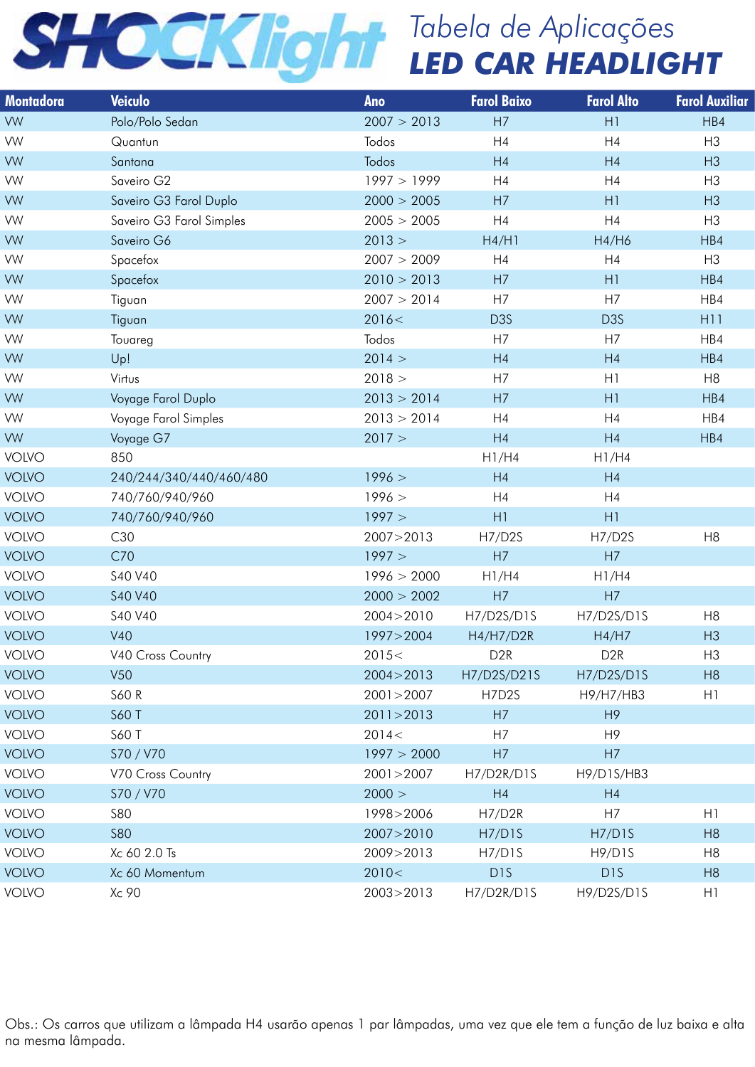# SHOCKlight

## Tabela de Aplicações

## LED CAR HEADLIGHT

| Montadora | Veiculo | Ano | Farol Baixo | Farol Alto | Farol Auxiliar |
|---|---|---|---|---|---|
| VW | Polo/Polo Sedan | 2007 > 2013 | H7 | H1 | HB4 |
| VW | Quantun | Todos | H4 | H4 | H3 |
| VW | Santana | Todos | H4 | H4 | H3 |
| VW | Saveiro G2 | 1997 > 1999 | H4 | H4 | H3 |
| VW | Saveiro G3 Farol Duplo | 2000 > 2005 | H7 | H1 | H3 |
| VW | Saveiro G3 Farol Simples | 2005 > 2005 | H4 | H4 | H3 |
| VW | Saveiro G6 | 2013 > | H4/H1 | H4/H6 | HB4 |
| VW | Spacefox | 2007 > 2009 | H4 | H4 | H3 |
| VW | Spacefox | 2010 > 2013 | H7 | H1 | HB4 |
| VW | Tiguan | 2007 > 2014 | H7 | H7 | HB4 |
| VW | Tiguan | 2016< | D3S | D3S | H11 |
| VW | Touareg | Todos | H7 | H7 | HB4 |
| VW | Up! | 2014 > | H4 | H4 | HB4 |
| VW | Virtus | 2018 > | H7 | H1 | H8 |
| VW | Voyage Farol Duplo | 2013 > 2014 | H7 | H1 | HB4 |
| VW | Voyage Farol Simples | 2013 > 2014 | H4 | H4 | HB4 |
| VW | Voyage G7 | 2017 > | H4 | H4 | HB4 |
| VOLVO | 850 | | H1/H4 | H1/H4 | |
| VOLVO | 240/244/340/440/460/480 | 1996 > | H4 | H4 | |
| VOLVO | 740/760/940/960 | 1996 > | H4 | H4 | |
| VOLVO | 740/760/940/960 | 1997 > | H1 | H1 | |
| VOLVO | C30 | 2007>2013 | H7/D2S | H7/D2S | H8 |
| VOLVO | C70 | 1997 > | H7 | H7 | |
| VOLVO | S40 V40 | 1996 > 2000 | H1/H4 | H1/H4 | |
| VOLVO | S40 V40 | 2000 > 2002 | H7 | H7 | |
| VOLVO | S40 V40 | 2004>2010 | H7/D2S/D1S | H7/D2S/D1S | H8 |
| VOLVO | V40 | 1997>2004 | H4/H7/D2R | H4/H7 | H3 |
| VOLVO | V40 Cross Country | 2015< | D2R | D2R | H3 |
| VOLVO | V50 | 2004>2013 | H7/D2S/D21S | H7/D2S/D1S | H8 |
| VOLVO | S60 R | 2001>2007 | H7D2S | H9/H7/HB3 | H1 |
| VOLVO | S60 T | 2011>2013 | H7 | H9 | |
| VOLVO | S60 T | 2014< | H7 | H9 | |
| VOLVO | S70 / V70 | 1997 > 2000 | H7 | H7 | |
| VOLVO | V70 Cross Country | 2001>2007 | H7/D2R/D1S | H9/D1S/HB3 | |
| VOLVO | S70 / V70 | 2000 > | H4 | H4 | |
| VOLVO | S80 | 1998>2006 | H7/D2R | H7 | H1 |
| VOLVO | S80 | 2007>2010 | H7/D1S | H7/D1S | H8 |
| VOLVO | Xc 60 2.0 Ts | 2009>2013 | H7/D1S | H9/D1S | H8 |
| VOLVO | Xc 60 Momentum | 2010< | D1S | D1S | H8 |
| VOLVO | Xc 90 | 2003>2013 | H7/D2R/D1S | H9/D2S/D1S | H1 |

Obs.: Os carros que utilizam a lâmpada H4 usarão apenas 1 par lâmpadas, uma vez que ele tem a função de luz baixa e alta na mesma lâmpada.